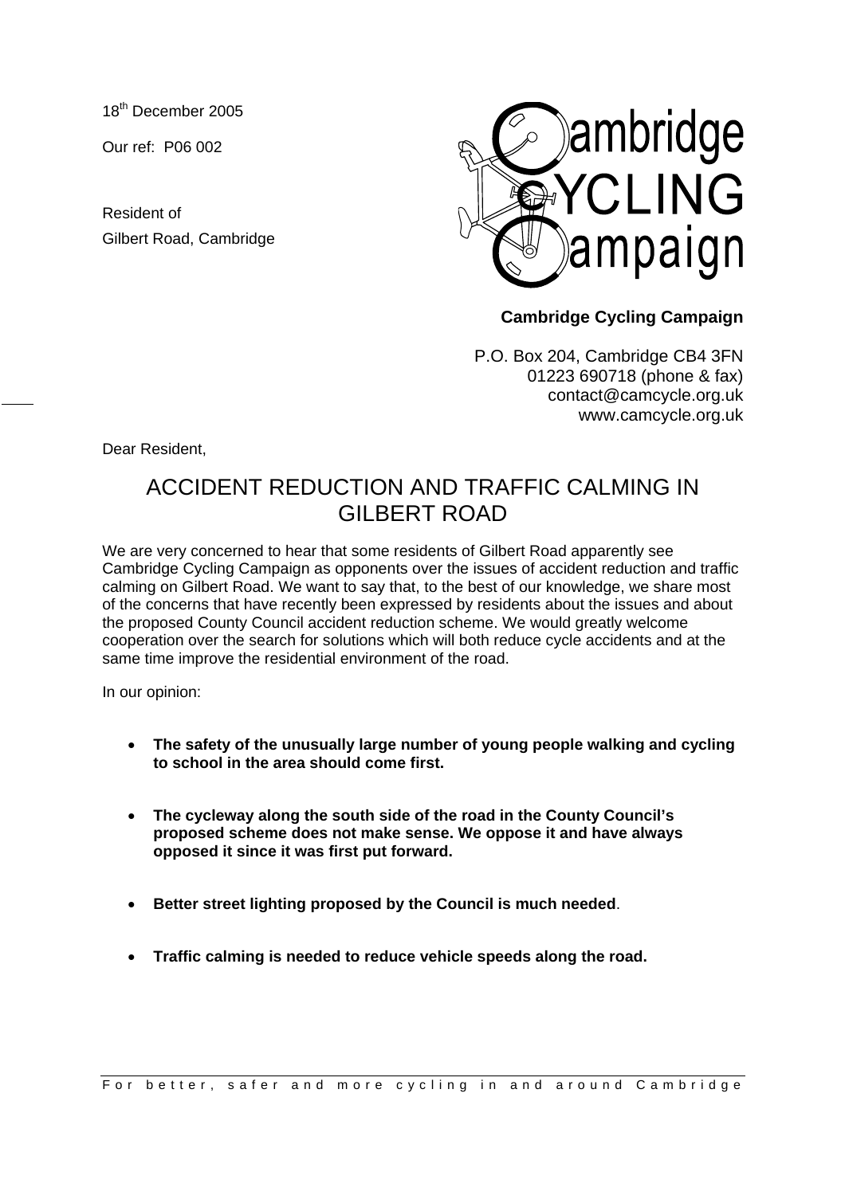18th December 2005

Our ref: P06 002

Resident of
Gilbert Road, Cambridge

**Cambridge Cycling Campaign**

P.O. Box 204, Cambridge CB4 3FN
01223 690718 (phone & fax)
contact@camcycle.org.uk
www.camcycle.org.uk

Dear Resident,

# ACCIDENT REDUCTION AND TRAFFIC CALMING IN GILBERT ROAD

We are very concerned to hear that some residents of Gilbert Road apparently see Cambridge Cycling Campaign as opponents over the issues of accident reduction and traffic calming on Gilbert Road. We want to say that, to the best of our knowledge, we share most of the concerns that have recently been expressed by residents about the issues and about the proposed County Council accident reduction scheme. We would greatly welcome cooperation over the search for solutions which will both reduce cycle accidents and at the same time improve the residential environment of the road.

In our opinion:

- **The safety of the unusually large number of young people walking and cycling to school in the area should come first.**
- **The cycleway along the south side of the road in the County Council's proposed scheme does not make sense. We oppose it and have always opposed it since it was first put forward.**
- **Better street lighting proposed by the Council is much needed**.
- **Traffic calming is needed to reduce vehicle speeds along the road.**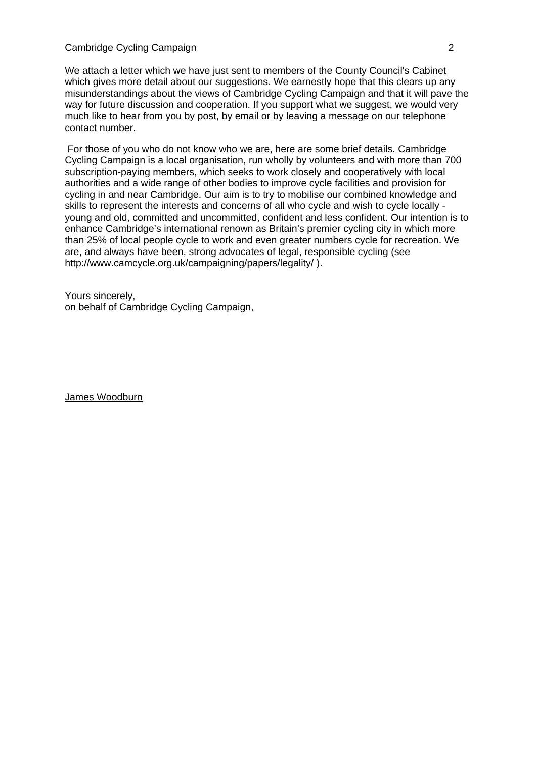We attach a letter which we have just sent to members of the County Council's Cabinet which gives more detail about our suggestions. We earnestly hope that this clears up any misunderstandings about the views of Cambridge Cycling Campaign and that it will pave the way for future discussion and cooperation. If you support what we suggest, we would very much like to hear from you by post, by email or by leaving a message on our telephone contact number.

For those of you who do not know who we are, here are some brief details. Cambridge Cycling Campaign is a local organisation, run wholly by volunteers and with more than 700 subscription-paying members, which seeks to work closely and cooperatively with local authorities and a wide range of other bodies to improve cycle facilities and provision for cycling in and near Cambridge. Our aim is to try to mobilise our combined knowledge and skills to represent the interests and concerns of all who cycle and wish to cycle locally - young and old, committed and uncommitted, confident and less confident. Our intention is to enhance Cambridge's international renown as Britain's premier cycling city in which more than 25% of local people cycle to work and even greater numbers cycle for recreation. We are, and always have been, strong advocates of legal, responsible cycling (see http://www.camcycle.org.uk/campaigning/papers/legality/ ).

Yours sincerely,
on behalf of Cambridge Cycling Campaign,

James Woodburn